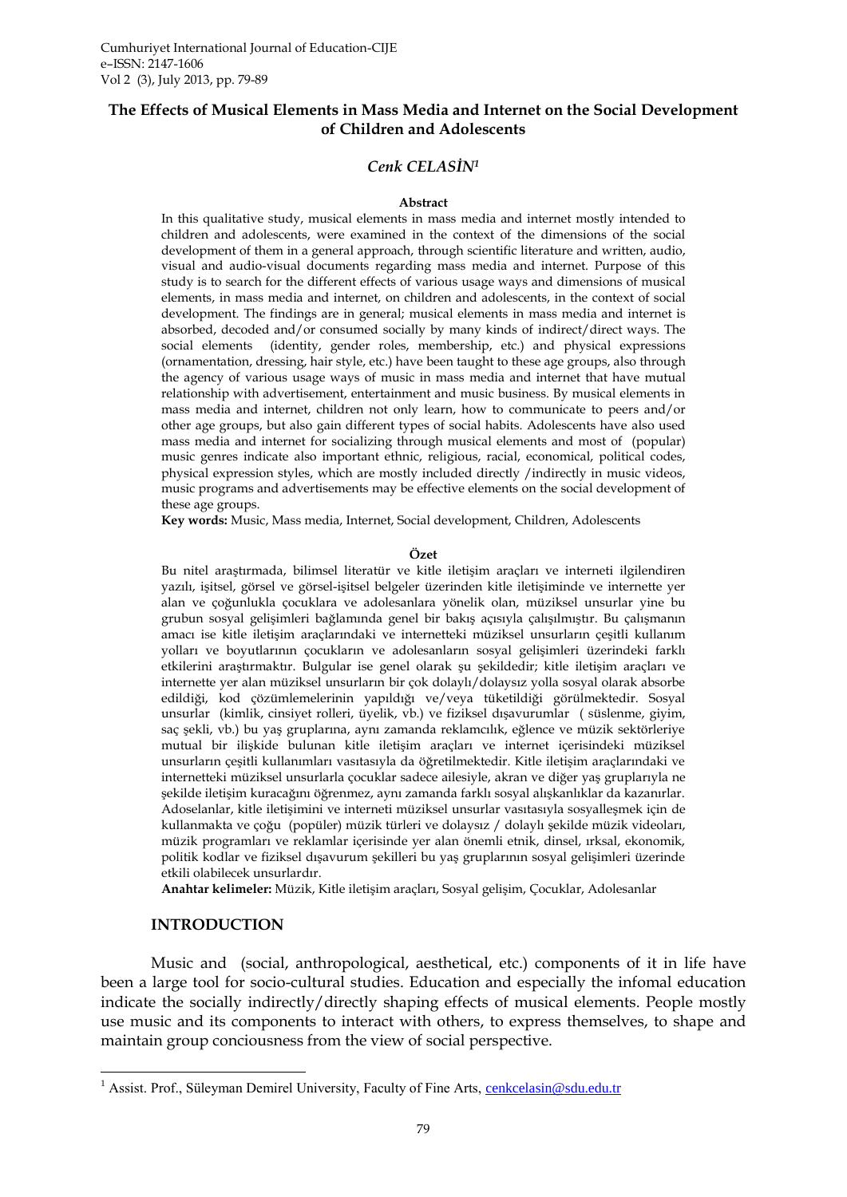# The Effects of Musical Elements in Mass Media and Internet on the Social Development of Children and Adolescents

***Cenk CELASİN*[1]**

**Abstract**

In this qualitative study, musical elements in mass media and internet mostly intended to children and adolescents, were examined in the context of the dimensions of the social development of them in a general approach, through scientific literature and written, audio, visual and audio-visual documents regarding mass media and internet. Purpose of this study is to search for the different effects of various usage ways and dimensions of musical elements, in mass media and internet, on children and adolescents, in the context of social development. The findings are in general; musical elements in mass media and internet is absorbed, decoded and/or consumed socially by many kinds of indirect/direct ways. The social elements (identity, gender roles, membership, etc.) and physical expressions (ornamentation, dressing, hair style, etc.) have been taught to these age groups, also through the agency of various usage ways of music in mass media and internet that have mutual relationship with advertisement, entertainment and music business. By musical elements in mass media and internet, children not only learn, how to communicate to peers and/or other age groups, but also gain different types of social habits. Adolescents have also used mass media and internet for socializing through musical elements and most of (popular) music genres indicate also important ethnic, religious, racial, economical, political codes, physical expression styles, which are mostly included directly /indirectly in music videos, music programs and advertisements may be effective elements on the social development of these age groups.

**Key words:** Music, Mass media, Internet, Social development, Children, Adolescents

**Özet**

Bu nitel araştırmada, bilimsel literatür ve kitle iletişim araçları ve interneti ilgilendiren yazılı, işitsel, görsel ve görsel-işitsel belgeler üzerinden kitle iletişiminde ve internette yer alan ve çoğunlukla çocuklara ve adolesanlara yönelik olan, müziksel unsurlar yine bu grubun sosyal gelişimleri bağlamında genel bir bakış açısıyla çalışılmıştır. Bu çalışmanın amacı ise kitle iletişim araçlarındaki ve internetteki müziksel unsurların çeşitli kullanım yolları ve boyutlarının çocukların ve adolesanların sosyal gelişimleri üzerindeki farklı etkilerini araştırmaktır. Bulgular ise genel olarak şu şekildedir; kitle iletişim araçları ve internette yer alan müziksel unsurların bir çok dolaylı/dolaysız yolla sosyal olarak absorbe edildiği, kod çözümlemelerinin yapıldığı ve/veya tüketildiği görülmektedir. Sosyal unsurlar (kimlik, cinsiyet rolleri, üyelik, vb.) ve fiziksel dışavurumlar ( süslenme, giyim, saç şekli, vb.) bu yaş gruplarına, aynı zamanda reklamcılık, eğlence ve müzik sektörleriye mutual bir ilişkide bulunan kitle iletişim araçları ve internet içerisindeki müziksel unsurların çeşitli kullanımları vasıtasıyla da öğretilmektedir. Kitle iletişim araçlarındaki ve internetteki müziksel unsurlarla çocuklar sadece ailesiyle, akran ve diğer yaş gruplarıyla ne şekilde iletişim kuracağını öğrenmez, aynı zamanda farklı sosyal alışkanlıklar da kazanırlar. Adoselanlar, kitle iletişimini ve interneti müziksel unsurlar vasıtasıyla sosyalleşmek için de kullanmakta ve çoğu (popüler) müzik türleri ve dolaysız / dolaylı şekilde müzik videoları, müzik programları ve reklamlar içerisinde yer alan önemli etnik, dinsel, ırksal, ekonomik, politik kodlar ve fiziksel dışavurum şekilleri bu yaş gruplarının sosyal gelişimleri üzerinde etkili olabilecek unsurlardır.

**Anahtar kelimeler:** Müzik, Kitle iletişim araçları, Sosyal gelişim, Çocuklar, Adolesanlar

## INTRODUCTION

Music and (social, anthropological, aesthetical, etc.) components of it in life have been a large tool for socio-cultural studies. Education and especially the infomal education indicate the socially indirectly/directly shaping effects of musical elements. People mostly use music and its components to interact with others, to express themselves, to shape and maintain group conciousness from the view of social perspective.

---

[1] Assist. Prof., Süleyman Demirel University, Faculty of Fine Arts, cenkcelasin@sdu.edu.tr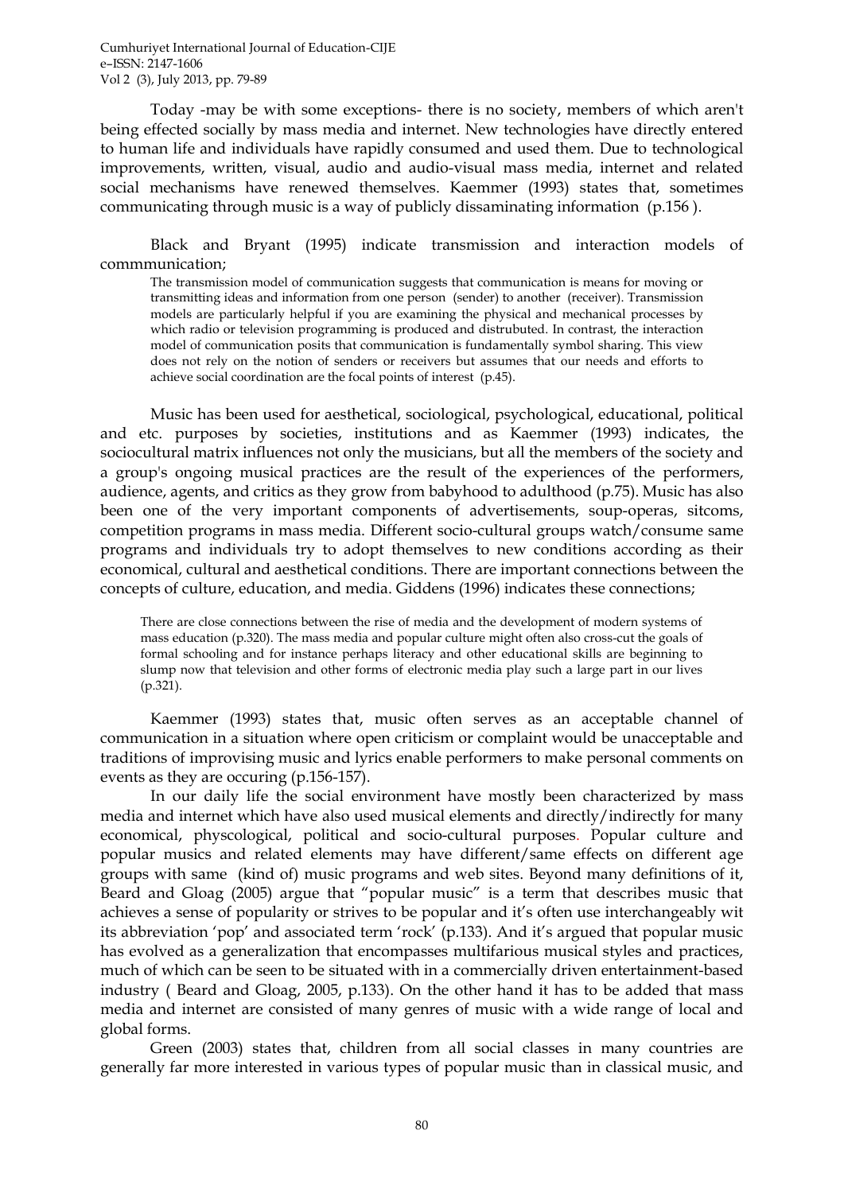Today -may be with some exceptions- there is no society, members of which aren't being effected socially by mass media and internet. New technologies have directly entered to human life and individuals have rapidly consumed and used them. Due to technological improvements, written, visual, audio and audio-visual mass media, internet and related social mechanisms have renewed themselves. Kaemmer (1993) states that, sometimes communicating through music is a way of publicly dissaminating information (p.156 ).

Black and Bryant (1995) indicate transmission and interaction models of commmunication;

> The transmission model of communication suggests that communication is means for moving or transmitting ideas and information from one person (sender) to another (receiver). Transmission models are particularly helpful if you are examining the physical and mechanical processes by which radio or television programming is produced and distrubuted. In contrast, the interaction model of communication posits that communication is fundamentally symbol sharing. This view does not rely on the notion of senders or receivers but assumes that our needs and efforts to achieve social coordination are the focal points of interest (p.45).

Music has been used for aesthetical, sociological, psychological, educational, political and etc. purposes by societies, institutions and as Kaemmer (1993) indicates, the sociocultural matrix influences not only the musicians, but all the members of the society and a group's ongoing musical practices are the result of the experiences of the performers, audience, agents, and critics as they grow from babyhood to adulthood (p.75). Music has also been one of the very important components of advertisements, soup-operas, sitcoms, competition programs in mass media. Different socio-cultural groups watch/consume same programs and individuals try to adopt themselves to new conditions according as their economical, cultural and aesthetical conditions. There are important connections between the concepts of culture, education, and media. Giddens (1996) indicates these connections;

> There are close connections between the rise of media and the development of modern systems of mass education (p.320). The mass media and popular culture might often also cross-cut the goals of formal schooling and for instance perhaps literacy and other educational skills are beginning to slump now that television and other forms of electronic media play such a large part in our lives (p.321).

Kaemmer (1993) states that, music often serves as an acceptable channel of communication in a situation where open criticism or complaint would be unacceptable and traditions of improvising music and lyrics enable performers to make personal comments on events as they are occuring (p.156-157).

In our daily life the social environment have mostly been characterized by mass media and internet which have also used musical elements and directly/indirectly for many economical, physcological, political and socio-cultural purposes. Popular culture and popular musics and related elements may have different/same effects on different age groups with same (kind of) music programs and web sites. Beyond many definitions of it, Beard and Gloag (2005) argue that "popular music" is a term that describes music that achieves a sense of popularity or strives to be popular and it's often use interchangeably wit its abbreviation 'pop' and associated term 'rock' (p.133). And it's argued that popular music has evolved as a generalization that encompasses multifarious musical styles and practices, much of which can be seen to be situated with in a commercially driven entertainment-based industry ( Beard and Gloag, 2005, p.133). On the other hand it has to be added that mass media and internet are consisted of many genres of music with a wide range of local and global forms.

Green (2003) states that, children from all social classes in many countries are generally far more interested in various types of popular music than in classical music, and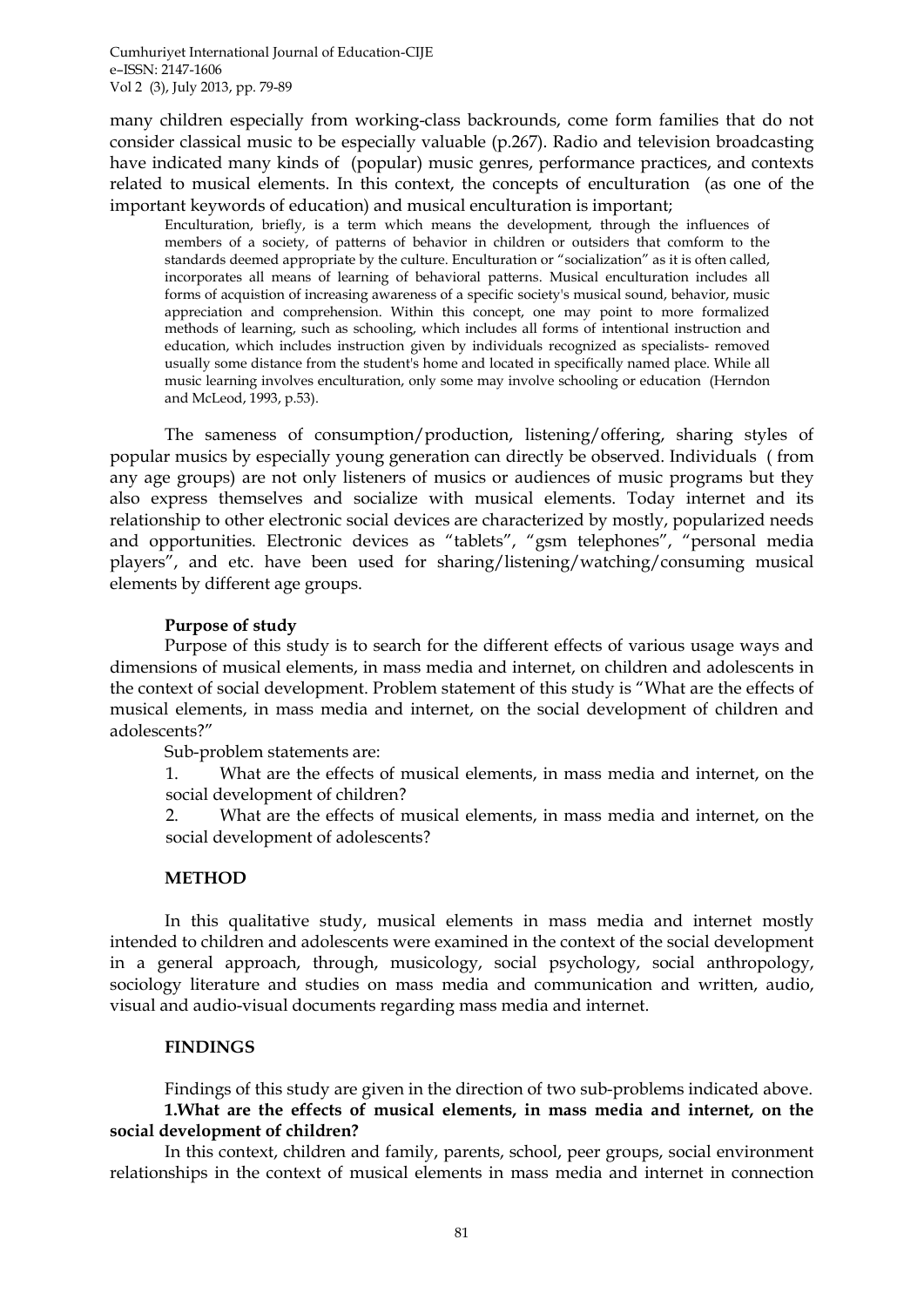many children especially from working-class backrounds, come form families that do not consider classical music to be especially valuable (p.267). Radio and television broadcasting have indicated many kinds of (popular) music genres, performance practices, and contexts related to musical elements. In this context, the concepts of enculturation (as one of the important keywords of education) and musical enculturation is important;

> Enculturation, briefly, is a term which means the development, through the influences of members of a society, of patterns of behavior in children or outsiders that comform to the standards deemed appropriate by the culture. Enculturation or "socialization" as it is often called, incorporates all means of learning of behavioral patterns. Musical enculturation includes all forms of acquistion of increasing awareness of a specific society's musical sound, behavior, music appreciation and comprehension. Within this concept, one may point to more formalized methods of learning, such as schooling, which includes all forms of intentional instruction and education, which includes instruction given by individuals recognized as specialists- removed usually some distance from the student's home and located in specifically named place. While all music learning involves enculturation, only some may involve schooling or education (Herndon and McLeod, 1993, p.53).

The sameness of consumption/production, listening/offering, sharing styles of popular musics by especially young generation can directly be observed. Individuals ( from any age groups) are not only listeners of musics or audiences of music programs but they also express themselves and socialize with musical elements. Today internet and its relationship to other electronic social devices are characterized by mostly, popularized needs and opportunities. Electronic devices as "tablets", "gsm telephones", "personal media players", and etc. have been used for sharing/listening/watching/consuming musical elements by different age groups.

**Purpose of study**

Purpose of this study is to search for the different effects of various usage ways and dimensions of musical elements, in mass media and internet, on children and adolescents in the context of social development. Problem statement of this study is "What are the effects of musical elements, in mass media and internet, on the social development of children and adolescents?"

Sub-problem statements are:

1. What are the effects of musical elements, in mass media and internet, on the social development of children?
2. What are the effects of musical elements, in mass media and internet, on the social development of adolescents?

## METHOD

In this qualitative study, musical elements in mass media and internet mostly intended to children and adolescents were examined in the context of the social development in a general approach, through, musicology, social psychology, social anthropology, sociology literature and studies on mass media and communication and written, audio, visual and audio-visual documents regarding mass media and internet.

## FINDINGS

Findings of this study are given in the direction of two sub-problems indicated above.

**1.What are the effects of musical elements, in mass media and internet, on the social development of children?**

In this context, children and family, parents, school, peer groups, social environment relationships in the context of musical elements in mass media and internet in connection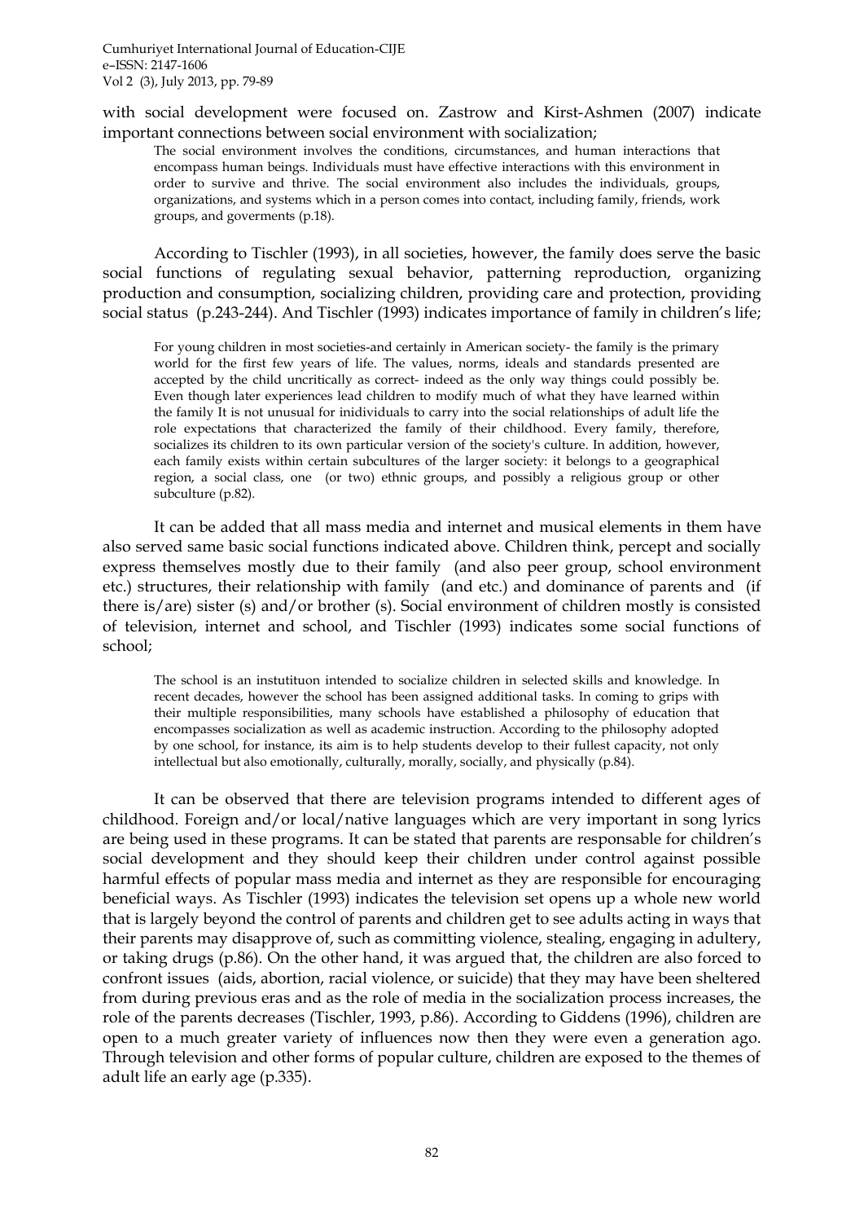with social development were focused on. Zastrow and Kirst-Ashmen (2007) indicate important connections between social environment with socialization;

> The social environment involves the conditions, circumstances, and human interactions that encompass human beings. Individuals must have effective interactions with this environment in order to survive and thrive. The social environment also includes the individuals, groups, organizations, and systems which in a person comes into contact, including family, friends, work groups, and goverments (p.18).

According to Tischler (1993), in all societies, however, the family does serve the basic social functions of regulating sexual behavior, patterning reproduction, organizing production and consumption, socializing children, providing care and protection, providing social status (p.243-244). And Tischler (1993) indicates importance of family in children's life;

> For young children in most societies-and certainly in American society- the family is the primary world for the first few years of life. The values, norms, ideals and standards presented are accepted by the child uncritically as correct- indeed as the only way things could possibly be. Even though later experiences lead children to modify much of what they have learned within the family It is not unusual for inidividuals to carry into the social relationships of adult life the role expectations that characterized the family of their childhood. Every family, therefore, socializes its children to its own particular version of the society's culture. In addition, however, each family exists within certain subcultures of the larger society: it belongs to a geographical region, a social class, one (or two) ethnic groups, and possibly a religious group or other subculture (p.82).

It can be added that all mass media and internet and musical elements in them have also served same basic social functions indicated above. Children think, percept and socially express themselves mostly due to their family (and also peer group, school environment etc.) structures, their relationship with family (and etc.) and dominance of parents and (if there is/are) sister (s) and/or brother (s). Social environment of children mostly is consisted of television, internet and school, and Tischler (1993) indicates some social functions of school;

> The school is an instutituon intended to socialize children in selected skills and knowledge. In recent decades, however the school has been assigned additional tasks. In coming to grips with their multiple responsibilities, many schools have established a philosophy of education that encompasses socialization as well as academic instruction. According to the philosophy adopted by one school, for instance, its aim is to help students develop to their fullest capacity, not only intellectual but also emotionally, culturally, morally, socially, and physically (p.84).

It can be observed that there are television programs intended to different ages of childhood. Foreign and/or local/native languages which are very important in song lyrics are being used in these programs. It can be stated that parents are responsable for children's social development and they should keep their children under control against possible harmful effects of popular mass media and internet as they are responsible for encouraging beneficial ways. As Tischler (1993) indicates the television set opens up a whole new world that is largely beyond the control of parents and children get to see adults acting in ways that their parents may disapprove of, such as committing violence, stealing, engaging in adultery, or taking drugs (p.86). On the other hand, it was argued that, the children are also forced to confront issues (aids, abortion, racial violence, or suicide) that they may have been sheltered from during previous eras and as the role of media in the socialization process increases, the role of the parents decreases (Tischler, 1993, p.86). According to Giddens (1996), children are open to a much greater variety of influences now then they were even a generation ago. Through television and other forms of popular culture, children are exposed to the themes of adult life an early age (p.335).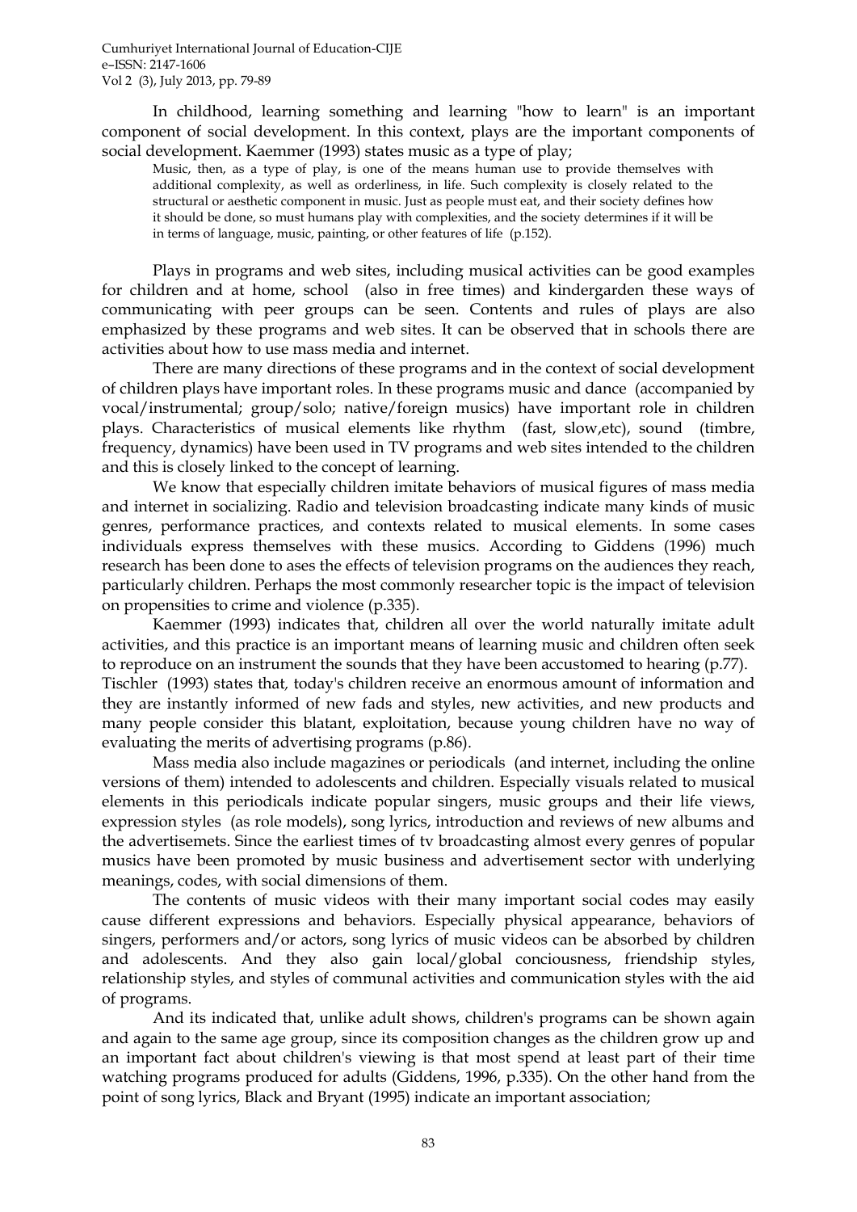In childhood, learning something and learning "how to learn" is an important component of social development. In this context, plays are the important components of social development. Kaemmer (1993) states music as a type of play;

> Music, then, as a type of play, is one of the means human use to provide themselves with additional complexity, as well as orderliness, in life. Such complexity is closely related to the structural or aesthetic component in music. Just as people must eat, and their society defines how it should be done, so must humans play with complexities, and the society determines if it will be in terms of language, music, painting, or other features of life (p.152).

Plays in programs and web sites, including musical activities can be good examples for children and at home, school (also in free times) and kindergarden these ways of communicating with peer groups can be seen. Contents and rules of plays are also emphasized by these programs and web sites. It can be observed that in schools there are activities about how to use mass media and internet.

There are many directions of these programs and in the context of social development of children plays have important roles. In these programs music and dance (accompanied by vocal/instrumental; group/solo; native/foreign musics) have important role in children plays. Characteristics of musical elements like rhythm (fast, slow,etc), sound (timbre, frequency, dynamics) have been used in TV programs and web sites intended to the children and this is closely linked to the concept of learning.

We know that especially children imitate behaviors of musical figures of mass media and internet in socializing. Radio and television broadcasting indicate many kinds of music genres, performance practices, and contexts related to musical elements. In some cases individuals express themselves with these musics. According to Giddens (1996) much research has been done to ases the effects of television programs on the audiences they reach, particularly children. Perhaps the most commonly researcher topic is the impact of television on propensities to crime and violence (p.335).

Kaemmer (1993) indicates that, children all over the world naturally imitate adult activities, and this practice is an important means of learning music and children often seek to reproduce on an instrument the sounds that they have been accustomed to hearing (p.77). Tischler (1993) states that, today's children receive an enormous amount of information and they are instantly informed of new fads and styles, new activities, and new products and many people consider this blatant, exploitation, because young children have no way of evaluating the merits of advertising programs (p.86).

Mass media also include magazines or periodicals (and internet, including the online versions of them) intended to adolescents and children. Especially visuals related to musical elements in this periodicals indicate popular singers, music groups and their life views, expression styles (as role models), song lyrics, introduction and reviews of new albums and the advertisemets. Since the earliest times of tv broadcasting almost every genres of popular musics have been promoted by music business and advertisement sector with underlying meanings, codes, with social dimensions of them.

The contents of music videos with their many important social codes may easily cause different expressions and behaviors. Especially physical appearance, behaviors of singers, performers and/or actors, song lyrics of music videos can be absorbed by children and adolescents. And they also gain local/global conciousness, friendship styles, relationship styles, and styles of communal activities and communication styles with the aid of programs.

And its indicated that, unlike adult shows, children's programs can be shown again and again to the same age group, since its composition changes as the children grow up and an important fact about children's viewing is that most spend at least part of their time watching programs produced for adults (Giddens, 1996, p.335). On the other hand from the point of song lyrics, Black and Bryant (1995) indicate an important association;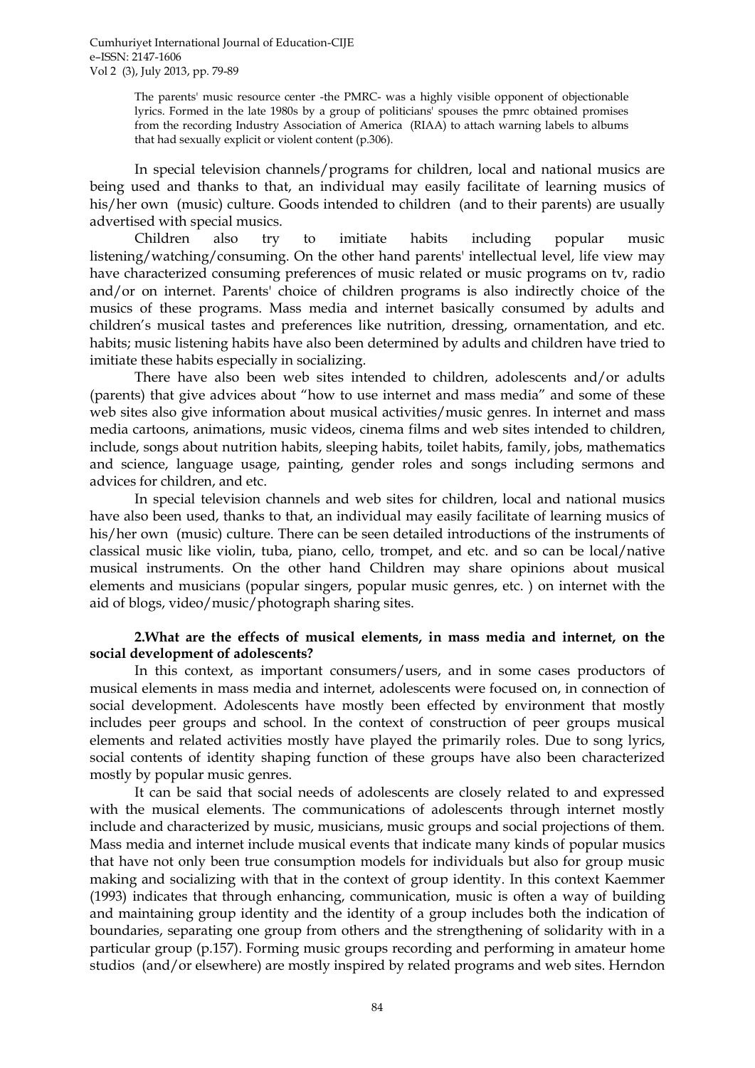> The parents' music resource center -the PMRC- was a highly visible opponent of objectionable lyrics. Formed in the late 1980s by a group of politicians' spouses the pmrc obtained promises from the recording Industry Association of America (RIAA) to attach warning labels to albums that had sexually explicit or violent content (p.306).

In special television channels/programs for children, local and national musics are being used and thanks to that, an individual may easily facilitate of learning musics of his/her own (music) culture. Goods intended to children (and to their parents) are usually advertised with special musics.

Children also try to imitiate habits including popular music listening/watching/consuming. On the other hand parents' intellectual level, life view may have characterized consuming preferences of music related or music programs on tv, radio and/or on internet. Parents' choice of children programs is also indirectly choice of the musics of these programs. Mass media and internet basically consumed by adults and children's musical tastes and preferences like nutrition, dressing, ornamentation, and etc. habits; music listening habits have also been determined by adults and children have tried to imitiate these habits especially in socializing.

There have also been web sites intended to children, adolescents and/or adults (parents) that give advices about "how to use internet and mass media" and some of these web sites also give information about musical activities/music genres. In internet and mass media cartoons, animations, music videos, cinema films and web sites intended to children, include, songs about nutrition habits, sleeping habits, toilet habits, family, jobs, mathematics and science, language usage, painting, gender roles and songs including sermons and advices for children, and etc.

In special television channels and web sites for children, local and national musics have also been used, thanks to that, an individual may easily facilitate of learning musics of his/her own (music) culture. There can be seen detailed introductions of the instruments of classical music like violin, tuba, piano, cello, trompet, and etc. and so can be local/native musical instruments. On the other hand Children may share opinions about musical elements and musicians (popular singers, popular music genres, etc. ) on internet with the aid of blogs, video/music/photograph sharing sites.

**2.What are the effects of musical elements, in mass media and internet, on the social development of adolescents?**

In this context, as important consumers/users, and in some cases productors of musical elements in mass media and internet, adolescents were focused on, in connection of social development. Adolescents have mostly been effected by environment that mostly includes peer groups and school. In the context of construction of peer groups musical elements and related activities mostly have played the primarily roles. Due to song lyrics, social contents of identity shaping function of these groups have also been characterized mostly by popular music genres.

It can be said that social needs of adolescents are closely related to and expressed with the musical elements. The communications of adolescents through internet mostly include and characterized by music, musicians, music groups and social projections of them. Mass media and internet include musical events that indicate many kinds of popular musics that have not only been true consumption models for individuals but also for group music making and socializing with that in the context of group identity. In this context Kaemmer (1993) indicates that through enhancing, communication, music is often a way of building and maintaining group identity and the identity of a group includes both the indication of boundaries, separating one group from others and the strengthening of solidarity with in a particular group (p.157). Forming music groups recording and performing in amateur home studios (and/or elsewhere) are mostly inspired by related programs and web sites. Herndon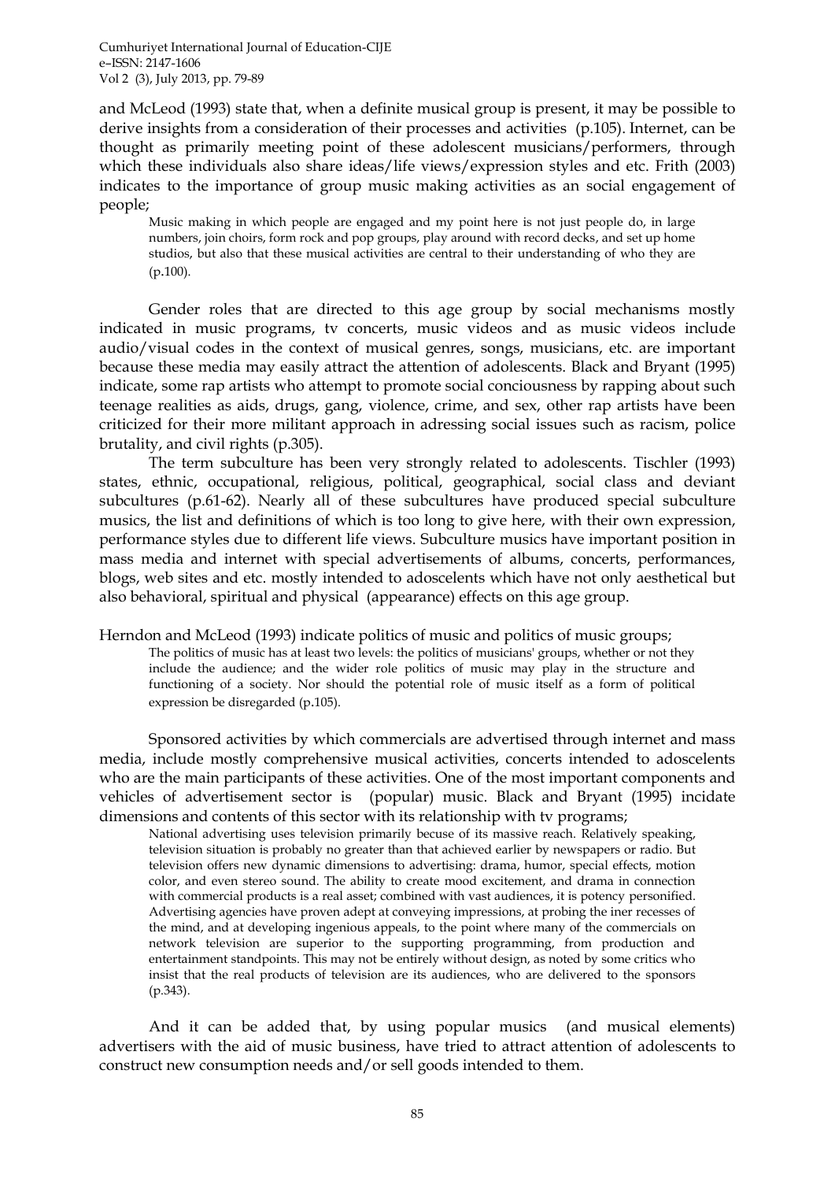and McLeod (1993) state that, when a definite musical group is present, it may be possible to derive insights from a consideration of their processes and activities (p.105). Internet, can be thought as primarily meeting point of these adolescent musicians/performers, through which these individuals also share ideas/life views/expression styles and etc. Frith (2003) indicates to the importance of group music making activities as an social engagement of people;

> Music making in which people are engaged and my point here is not just people do, in large numbers, join choirs, form rock and pop groups, play around with record decks, and set up home studios, but also that these musical activities are central to their understanding of who they are (p.100).

Gender roles that are directed to this age group by social mechanisms mostly indicated in music programs, tv concerts, music videos and as music videos include audio/visual codes in the context of musical genres, songs, musicians, etc. are important because these media may easily attract the attention of adolescents. Black and Bryant (1995) indicate, some rap artists who attempt to promote social conciousness by rapping about such teenage realities as aids, drugs, gang, violence, crime, and sex, other rap artists have been criticized for their more militant approach in adressing social issues such as racism, police brutality, and civil rights (p.305).

The term subculture has been very strongly related to adolescents. Tischler (1993) states, ethnic, occupational, religious, political, geographical, social class and deviant subcultures (p.61-62). Nearly all of these subcultures have produced special subculture musics, the list and definitions of which is too long to give here, with their own expression, performance styles due to different life views. Subculture musics have important position in mass media and internet with special advertisements of albums, concerts, performances, blogs, web sites and etc. mostly intended to adoscelents which have not only aesthetical but also behavioral, spiritual and physical (appearance) effects on this age group.

Herndon and McLeod (1993) indicate politics of music and politics of music groups;

> The politics of music has at least two levels: the politics of musicians' groups, whether or not they include the audience; and the wider role politics of music may play in the structure and functioning of a society. Nor should the potential role of music itself as a form of political expression be disregarded (p.105).

Sponsored activities by which commercials are advertised through internet and mass media, include mostly comprehensive musical activities, concerts intended to adoscelents who are the main participants of these activities. One of the most important components and vehicles of advertisement sector is (popular) music. Black and Bryant (1995) incidate dimensions and contents of this sector with its relationship with tv programs;

> National advertising uses television primarily becuse of its massive reach. Relatively speaking, television situation is probably no greater than that achieved earlier by newspapers or radio. But television offers new dynamic dimensions to advertising: drama, humor, special effects, motion color, and even stereo sound. The ability to create mood excitement, and drama in connection with commercial products is a real asset; combined with vast audiences, it is potency personified. Advertising agencies have proven adept at conveying impressions, at probing the iner recesses of the mind, and at developing ingenious appeals, to the point where many of the commercials on network television are superior to the supporting programming, from production and entertainment standpoints. This may not be entirely without design, as noted by some critics who insist that the real products of television are its audiences, who are delivered to the sponsors (p.343).

And it can be added that, by using popular musics (and musical elements) advertisers with the aid of music business, have tried to attract attention of adolescents to construct new consumption needs and/or sell goods intended to them.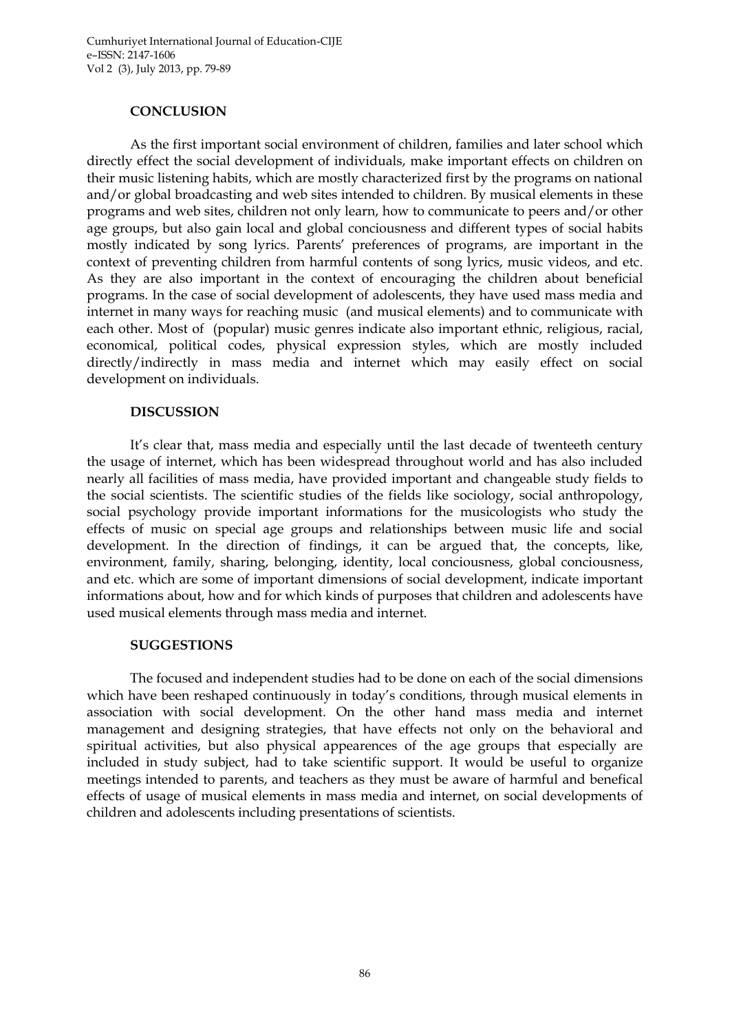## CONCLUSION

As the first important social environment of children, families and later school which directly effect the social development of individuals, make important effects on children on their music listening habits, which are mostly characterized first by the programs on national and/or global broadcasting and web sites intended to children. By musical elements in these programs and web sites, children not only learn, how to communicate to peers and/or other age groups, but also gain local and global conciousness and different types of social habits mostly indicated by song lyrics. Parents' preferences of programs, are important in the context of preventing children from harmful contents of song lyrics, music videos, and etc. As they are also important in the context of encouraging the children about beneficial programs. In the case of social development of adolescents, they have used mass media and internet in many ways for reaching music (and musical elements) and to communicate with each other. Most of (popular) music genres indicate also important ethnic, religious, racial, economical, political codes, physical expression styles, which are mostly included directly/indirectly in mass media and internet which may easily effect on social development on individuals.

## DISCUSSION

It's clear that, mass media and especially until the last decade of twenteeth century the usage of internet, which has been widespread throughout world and has also included nearly all facilities of mass media, have provided important and changeable study fields to the social scientists. The scientific studies of the fields like sociology, social anthropology, social psychology provide important informations for the musicologists who study the effects of music on special age groups and relationships between music life and social development. In the direction of findings, it can be argued that, the concepts, like, environment, family, sharing, belonging, identity, local conciousness, global conciousness, and etc. which are some of important dimensions of social development, indicate important informations about, how and for which kinds of purposes that children and adolescents have used musical elements through mass media and internet.

## SUGGESTIONS

The focused and independent studies had to be done on each of the social dimensions which have been reshaped continuously in today's conditions, through musical elements in association with social development. On the other hand mass media and internet management and designing strategies, that have effects not only on the behavioral and spiritual activities, but also physical appearences of the age groups that especially are included in study subject, had to take scientific support. It would be useful to organize meetings intended to parents, and teachers as they must be aware of harmful and benefical effects of usage of musical elements in mass media and internet, on social developments of children and adolescents including presentations of scientists.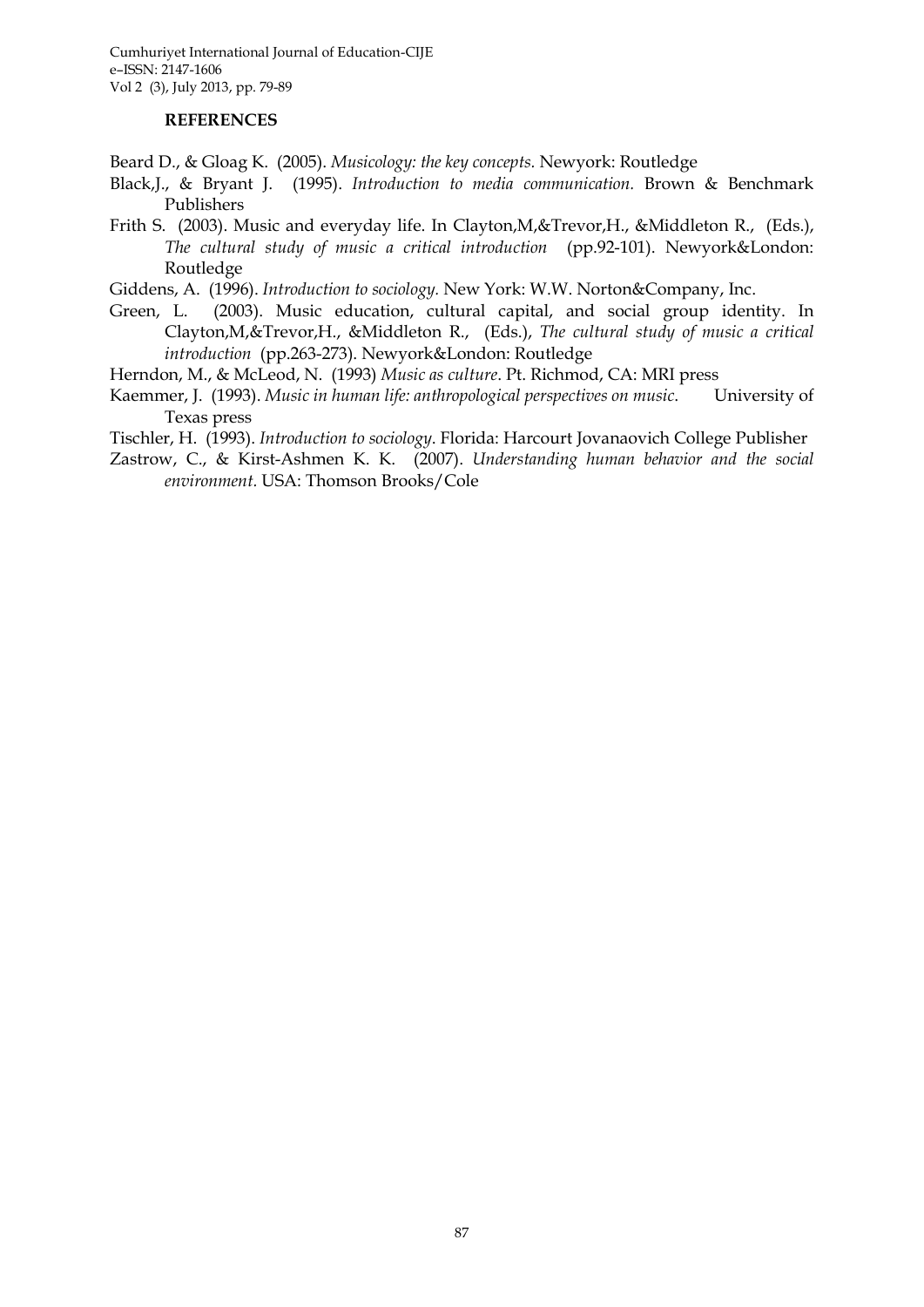**REFERENCES**

Beard D., & Gloag K. (2005). *Musicology: the key concepts.* Newyork: Routledge

Black,J., & Bryant J. (1995). *Introduction to media communication*. Brown & Benchmark Publishers

Frith S. (2003). Music and everyday life. In Clayton,M,&Trevor,H., &Middleton R., (Eds.), *The cultural study of music a critical introduction* (pp.92-101). Newyork&London: Routledge

Giddens, A. (1996). *Introduction to sociology.* New York: W.W. Norton&Company, Inc.

Green, L. (2003). Music education, cultural capital, and social group identity. In Clayton,M,&Trevor,H., &Middleton R., (Eds.), *The cultural study of music a critical introduction* (pp.263-273). Newyork&London: Routledge

Herndon, M., & McLeod, N. (1993) *Music as culture*. Pt. Richmod, CA: MRI press

Kaemmer, J. (1993). *Music in human life: anthropological perspectives on music*. University of Texas press

Tischler, H. (1993). *Introduction to sociology*. Florida: Harcourt Jovanaovich College Publisher

Zastrow, C., & Kirst-Ashmen K. K. (2007). *Understanding human behavior and the social environment*. USA: Thomson Brooks/Cole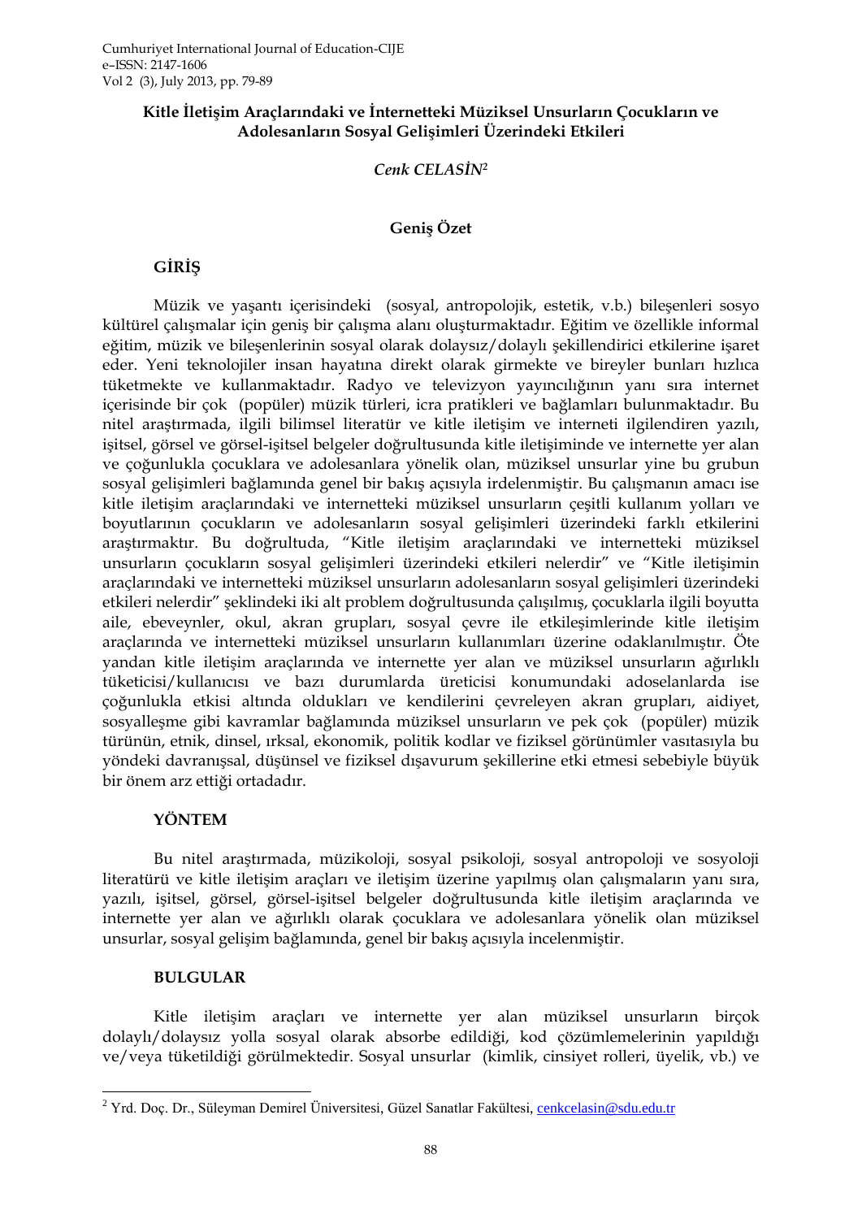# Kitle İletişim Araçlarındaki ve İnternetteki Müziksel Unsurların Çocukların ve Adolesanların Sosyal Gelişimleri Üzerindeki Etkileri

*Cenk CELASİN*[2]

## Geniş Özet

### GİRİŞ

Müzik ve yaşantı içerisindeki (sosyal, antropolojik, estetik, v.b.) bileşenleri sosyo kültürel çalışmalar için geniş bir çalışma alanı oluşturmaktadır. Eğitim ve özellikle informal eğitim, müzik ve bileşenlerinin sosyal olarak dolaysız/dolaylı şekillendirici etkilerine işaret eder. Yeni teknolojiler insan hayatına direkt olarak girmekte ve bireyler bunları hızlıca tüketmekte ve kullanmaktadır. Radyo ve televizyon yayıncılığının yanı sıra internet içerisinde bir çok (popüler) müzik türleri, icra pratikleri ve bağlamları bulunmaktadır. Bu nitel araştırmada, ilgili bilimsel literatür ve kitle iletişim ve interneti ilgilendiren yazılı, işitsel, görsel ve görsel-işitsel belgeler doğrultusunda kitle iletişiminde ve internette yer alan ve çoğunlukla çocuklara ve adolesanlara yönelik olan, müziksel unsurlar yine bu grubun sosyal gelişimleri bağlamında genel bir bakış açısıyla irdelenmiştir. Bu çalışmanın amacı ise kitle iletişim araçlarındaki ve internetteki müziksel unsurların çeşitli kullanım yolları ve boyutlarının çocukların ve adolesanların sosyal gelişimleri üzerindeki farklı etkilerini araştırmaktır. Bu doğrultuda, "Kitle iletişim araçlarındaki ve internetteki müziksel unsurların çocukların sosyal gelişimleri üzerindeki etkileri nelerdir" ve "Kitle iletişimin araçlarındaki ve internetteki müziksel unsurların adolesanların sosyal gelişimleri üzerindeki etkileri nelerdir" şeklindeki iki alt problem doğrultusunda çalışılmış, çocuklarla ilgili boyutta aile, ebeveynler, okul, akran grupları, sosyal çevre ile etkileşimlerinde kitle iletişim araçlarında ve internetteki müziksel unsurların kullanımları üzerine odaklanılmıştır. Öte yandan kitle iletişim araçlarında ve internette yer alan ve müziksel unsurların ağırlıklı tüketicisi/kullanıcısı ve bazı durumlarda üreticisi konumundaki adoselanlarda ise çoğunlukla etkisi altında oldukları ve kendilerini çevreleyen akran grupları, aidiyet, sosyalleşme gibi kavramlar bağlamında müziksel unsurların ve pek çok (popüler) müzik türünün, etnik, dinsel, ırksal, ekonomik, politik kodlar ve fiziksel görünümler vasıtasıyla bu yöndeki davranışsal, düşünsel ve fiziksel dışavurum şekillerine etki etmesi sebebiyle büyük bir önem arz ettiği ortadadır.

### YÖNTEM

Bu nitel araştırmada, müzikoloji, sosyal psikoloji, sosyal antropoloji ve sosyoloji literatürü ve kitle iletişim araçları ve iletişim üzerine yapılmış olan çalışmaların yanı sıra, yazılı, işitsel, görsel, görsel-işitsel belgeler doğrultusunda kitle iletişim araçlarında ve internette yer alan ve ağırlıklı olarak çocuklara ve adolesanlara yönelik olan müziksel unsurlar, sosyal gelişim bağlamında, genel bir bakış açısıyla incelenmiştir.

### BULGULAR

Kitle iletişim araçları ve internette yer alan müziksel unsurların birçok dolaylı/dolaysız yolla sosyal olarak absorbe edildiği, kod çözümlemelerinin yapıldığı ve/veya tüketildiği görülmektedir. Sosyal unsurlar (kimlik, cinsiyet rolleri, üyelik, vb.) ve

[2] Yrd. Doç. Dr., Süleyman Demirel Üniversitesi, Güzel Sanatlar Fakültesi, cenkcelasin@sdu.edu.tr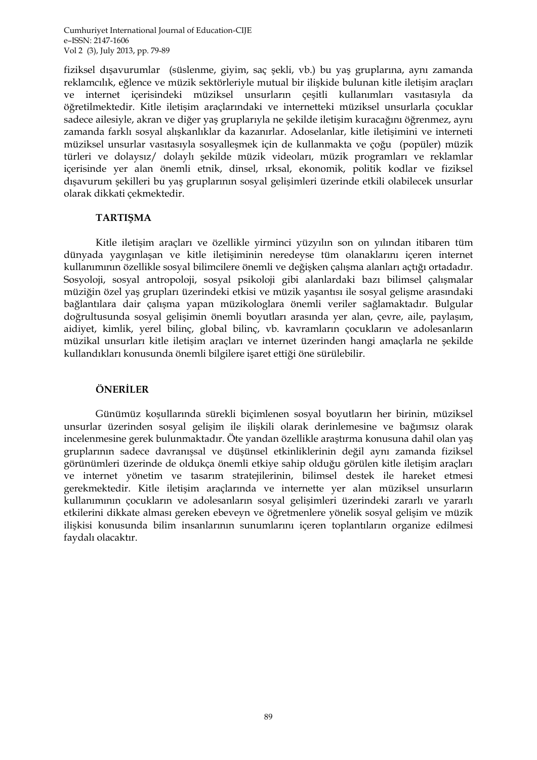fiziksel dışavurumlar (süslenme, giyim, saç şekli, vb.) bu yaş gruplarına, aynı zamanda reklamcılık, eğlence ve müzik sektörleriyle mutual bir ilişkide bulunan kitle iletişim araçları ve internet içerisindeki müziksel unsurların çeşitli kullanımları vasıtasıyla da öğretilmektedir. Kitle iletişim araçlarındaki ve internetteki müziksel unsurlarla çocuklar sadece ailesiyle, akran ve diğer yaş gruplarıyla ne şekilde iletişim kuracağını öğrenmez, aynı zamanda farklı sosyal alışkanlıklar da kazanırlar. Adoselanlar, kitle iletişimini ve interneti müziksel unsurlar vasıtasıyla sosyalleşmek için de kullanmakta ve çoğu (popüler) müzik türleri ve dolaysız/ dolaylı şekilde müzik videoları, müzik programları ve reklamlar içerisinde yer alan önemli etnik, dinsel, ırksal, ekonomik, politik kodlar ve fiziksel dışavurum şekilleri bu yaş gruplarının sosyal gelişimleri üzerinde etkili olabilecek unsurlar olarak dikkati çekmektedir.

## TARTIŞMA

Kitle iletişim araçları ve özellikle yirminci yüzyılın son on yılından itibaren tüm dünyada yaygınlaşan ve kitle iletişiminin neredeyse tüm olanaklarını içeren internet kullanımının özellikle sosyal bilimcilere önemli ve değişken çalışma alanları açtığı ortadadır. Sosyoloji, sosyal antropoloji, sosyal psikoloji gibi alanlardaki bazı bilimsel çalışmalar müziğin özel yaş grupları üzerindeki etkisi ve müzik yaşantısı ile sosyal gelişme arasındaki bağlantılara dair çalışma yapan müzikologlara önemli veriler sağlamaktadır. Bulgular doğrultusunda sosyal gelişimin önemli boyutları arasında yer alan, çevre, aile, paylaşım, aidiyet, kimlik, yerel bilinç, global bilinç, vb. kavramların çocukların ve adolesanların müzikal unsurları kitle iletişim araçları ve internet üzerinden hangi amaçlarla ne şekilde kullandıkları konusunda önemli bilgilere işaret ettiği öne sürülebilir.

## ÖNERİLER

Günümüz koşullarında sürekli biçimlenen sosyal boyutların her birinin, müziksel unsurlar üzerinden sosyal gelişim ile ilişkili olarak derinlemesine ve bağımsız olarak incelenmesine gerek bulunmaktadır. Öte yandan özellikle araştırma konusuna dahil olan yaş gruplarının sadece davranışsal ve düşünsel etkinliklerinin değil aynı zamanda fiziksel görünümleri üzerinde de oldukça önemli etkiye sahip olduğu görülen kitle iletişim araçları ve internet yönetim ve tasarım stratejilerinin, bilimsel destek ile hareket etmesi gerekmektedir. Kitle iletişim araçlarında ve internette yer alan müziksel unsurların kullanımının çocukların ve adolesanların sosyal gelişimleri üzerindeki zararlı ve yararlı etkilerini dikkate alması gereken ebeveyn ve öğretmenlere yönelik sosyal gelişim ve müzik ilişkisi konusunda bilim insanlarının sunumlarını içeren toplantıların organize edilmesi faydalı olacaktır.